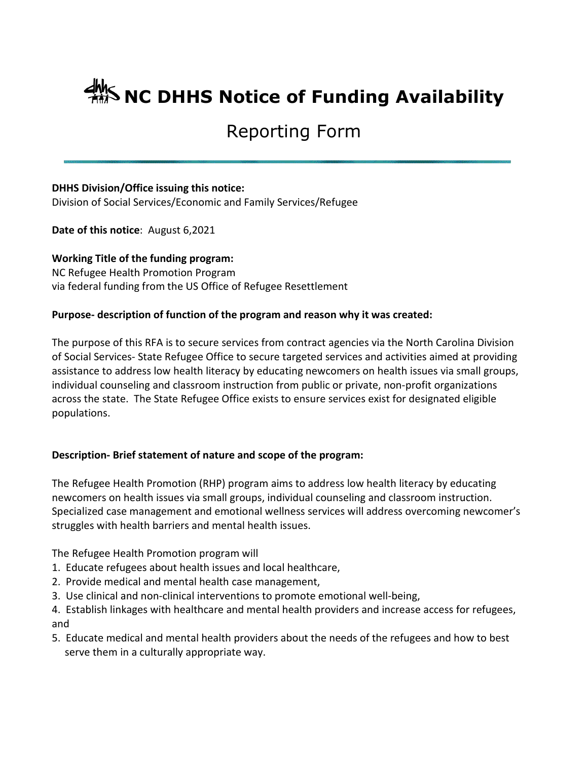# NC DHHS Notice of Funding Availability

## Reporting Form

**DHHS Division/Office issuing this notice:**
Division of Social Services/Economic and Family Services/Refugee

**Date of this notice**: August 6,2021

**Working Title of the funding program:**
NC Refugee Health Promotion Program
via federal funding from the US Office of Refugee Resettlement

**Purpose- description of function of the program and reason why it was created:**

The purpose of this RFA is to secure services from contract agencies via the North Carolina Division of Social Services- State Refugee Office to secure targeted services and activities aimed at providing assistance to address low health literacy by educating newcomers on health issues via small groups, individual counseling and classroom instruction from public or private, non-profit organizations across the state. The State Refugee Office exists to ensure services exist for designated eligible populations.

**Description- Brief statement of nature and scope of the program:**

The Refugee Health Promotion (RHP) program aims to address low health literacy by educating newcomers on health issues via small groups, individual counseling and classroom instruction. Specialized case management and emotional wellness services will address overcoming newcomer's struggles with health barriers and mental health issues.

The Refugee Health Promotion program will

1. Educate refugees about health issues and local healthcare,
2. Provide medical and mental health case management,
3. Use clinical and non-clinical interventions to promote emotional well-being,
4. Establish linkages with healthcare and mental health providers and increase access for refugees, and
5. Educate medical and mental health providers about the needs of the refugees and how to best serve them in a culturally appropriate way.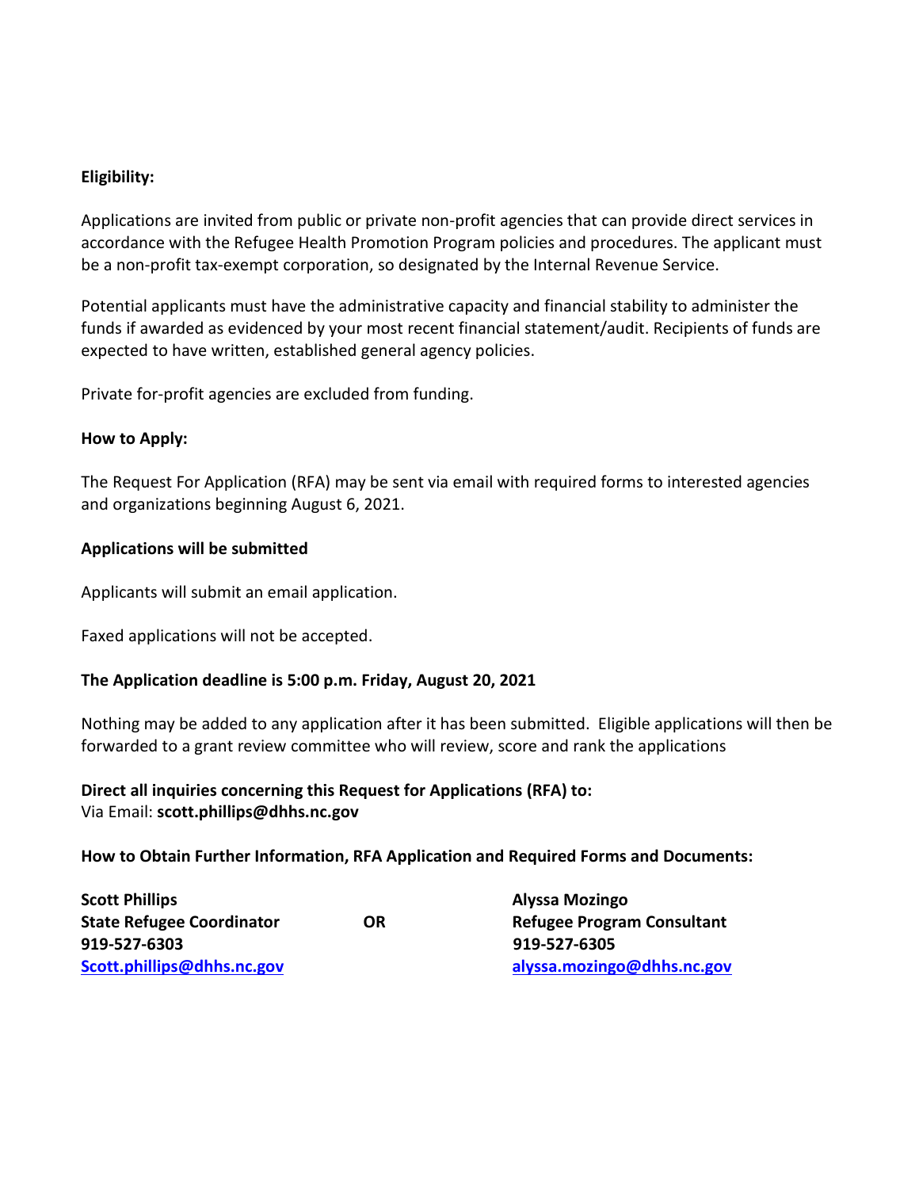**Eligibility:**

Applications are invited from public or private non-profit agencies that can provide direct services in accordance with the Refugee Health Promotion Program policies and procedures. The applicant must be a non-profit tax-exempt corporation, so designated by the Internal Revenue Service.

Potential applicants must have the administrative capacity and financial stability to administer the funds if awarded as evidenced by your most recent financial statement/audit. Recipients of funds are expected to have written, established general agency policies.

Private for-profit agencies are excluded from funding.

**How to Apply:**

The Request For Application (RFA) may be sent via email with required forms to interested agencies and organizations beginning August 6, 2021.

**Applications will be submitted**

Applicants will submit an email application.

Faxed applications will not be accepted.

**The Application deadline is 5:00 p.m. Friday, August 20, 2021**

Nothing may be added to any application after it has been submitted. Eligible applications will then be forwarded to a grant review committee who will review, score and rank the applications

**Direct all inquiries concerning this Request for Applications (RFA) to:**
Via Email: **scott.phillips@dhhs.nc.gov**

**How to Obtain Further Information, RFA Application and Required Forms and Documents:**

**Scott Phillips**
**State Refugee Coordinator**
**919-527-6303**
**Scott.phillips@dhhs.nc.gov**

**OR**

**Alyssa Mozingo**
**Refugee Program Consultant**
**919-527-6305**
**alyssa.mozingo@dhhs.nc.gov**